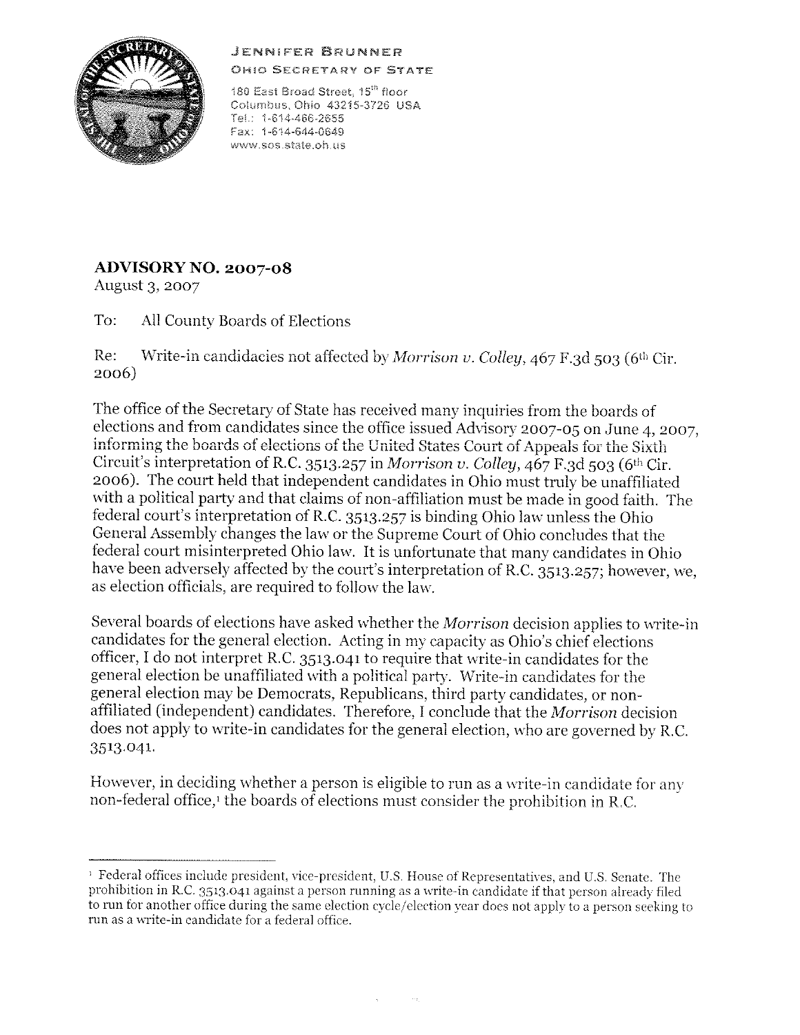JENNIFER BRUNNER

OHIO SECRETARY OF STATE

180 East Broad Street, 15th floor
Columbus, Ohio 43215-3726 USA
Tel.: 1-614-466-2655
Fax: 1-614-644-0649
www.sos.state.oh.us

**ADVISORY NO. 2007-08**
August 3, 2007

To: All County Boards of Elections

Re: Write-in candidacies not affected by *Morrison v. Colley*, 467 F.3d 503 (6th Cir. 2006)

The office of the Secretary of State has received many inquiries from the boards of elections and from candidates since the office issued Advisory 2007-05 on June 4, 2007, informing the boards of elections of the United States Court of Appeals for the Sixth Circuit's interpretation of R.C. 3513.257 in *Morrison v. Colley*, 467 F.3d 503 (6th Cir. 2006). The court held that independent candidates in Ohio must truly be unaffiliated with a political party and that claims of non-affiliation must be made in good faith. The federal court's interpretation of R.C. 3513.257 is binding Ohio law unless the Ohio General Assembly changes the law or the Supreme Court of Ohio concludes that the federal court misinterpreted Ohio law. It is unfortunate that many candidates in Ohio have been adversely affected by the court's interpretation of R.C. 3513.257; however, we, as election officials, are required to follow the law.

Several boards of elections have asked whether the *Morrison* decision applies to write-in candidates for the general election. Acting in my capacity as Ohio's chief elections officer, I do not interpret R.C. 3513.041 to require that write-in candidates for the general election be unaffiliated with a political party. Write-in candidates for the general election may be Democrats, Republicans, third party candidates, or non-affiliated (independent) candidates. Therefore, I conclude that the *Morrison* decision does not apply to write-in candidates for the general election, who are governed by R.C. 3513.041.

However, in deciding whether a person is eligible to run as a write-in candidate for any non-federal office,[1] the boards of elections must consider the prohibition in R.C.

---

[1] Federal offices include president, vice-president, U.S. House of Representatives, and U.S. Senate. The prohibition in R.C. 3513.041 against a person running as a write-in candidate if that person already filed to run for another office during the same election cycle/election year does not apply to a person seeking to run as a write-in candidate for a federal office.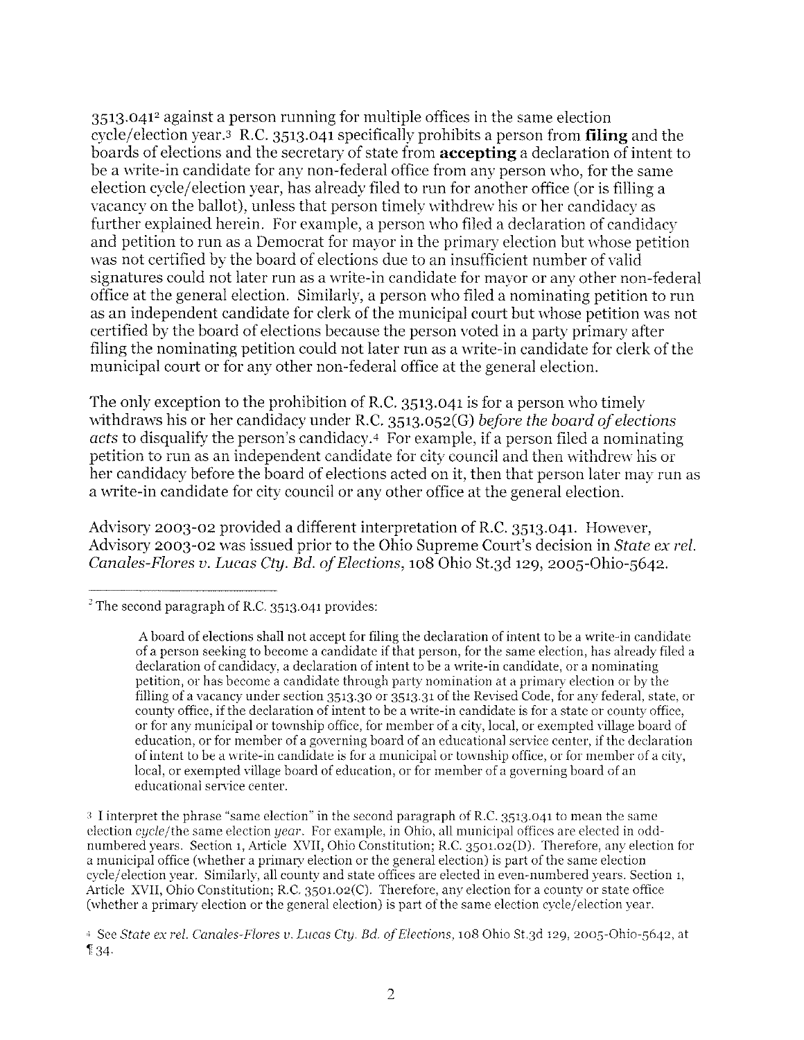3513.041[2] against a person running for multiple offices in the same election cycle/election year.[3] R.C. 3513.041 specifically prohibits a person from **filing** and the boards of elections and the secretary of state from **accepting** a declaration of intent to be a write-in candidate for any non-federal office from any person who, for the same election cycle/election year, has already filed to run for another office (or is filling a vacancy on the ballot), unless that person timely withdrew his or her candidacy as further explained herein. For example, a person who filed a declaration of candidacy and petition to run as a Democrat for mayor in the primary election but whose petition was not certified by the board of elections due to an insufficient number of valid signatures could not later run as a write-in candidate for mayor or any other non-federal office at the general election. Similarly, a person who filed a nominating petition to run as an independent candidate for clerk of the municipal court but whose petition was not certified by the board of elections because the person voted in a party primary after filing the nominating petition could not later run as a write-in candidate for clerk of the municipal court or for any other non-federal office at the general election.

The only exception to the prohibition of R.C. 3513.041 is for a person who timely withdraws his or her candidacy under R.C. 3513.052(G) *before the board of elections acts* to disqualify the person's candidacy.[4] For example, if a person filed a nominating petition to run as an independent candidate for city council and then withdrew his or her candidacy before the board of elections acted on it, then that person later may run as a write-in candidate for city council or any other office at the general election.

Advisory 2003-02 provided a different interpretation of R.C. 3513.041. However, Advisory 2003-02 was issued prior to the Ohio Supreme Court's decision in *State ex rel. Canales-Flores v. Lucas Cty. Bd. of Elections*, 108 Ohio St.3d 129, 2005-Ohio-5642.

---

[2] The second paragraph of R.C. 3513.041 provides:

> A board of elections shall not accept for filing the declaration of intent to be a write-in candidate of a person seeking to become a candidate if that person, for the same election, has already filed a declaration of candidacy, a declaration of intent to be a write-in candidate, or a nominating petition, or has become a candidate through party nomination at a primary election or by the filling of a vacancy under section 3513.30 or 3513.31 of the Revised Code, for any federal, state, or county office, if the declaration of intent to be a write-in candidate is for a state or county office, or for any municipal or township office, for member of a city, local, or exempted village board of education, or for member of a governing board of an educational service center, if the declaration of intent to be a write-in candidate is for a municipal or township office, or for member of a city, local, or exempted village board of education, or for member of a governing board of an educational service center.

[3] I interpret the phrase "same election" in the second paragraph of R.C. 3513.041 to mean the same election *cycle*/the same election *year*. For example, in Ohio, all municipal offices are elected in odd-numbered years. Section 1, Article XVII, Ohio Constitution; R.C. 3501.02(D). Therefore, any election for a municipal office (whether a primary election or the general election) is part of the same election cycle/election year. Similarly, all county and state offices are elected in even-numbered years. Section 1, Article XVII, Ohio Constitution; R.C. 3501.02(C). Therefore, any election for a county or state office (whether a primary election or the general election) is part of the same election cycle/election year.

[4] See *State ex rel. Canales-Flores v. Lucas Cty. Bd. of Elections*, 108 Ohio St.3d 129, 2005-Ohio-5642, at ¶34.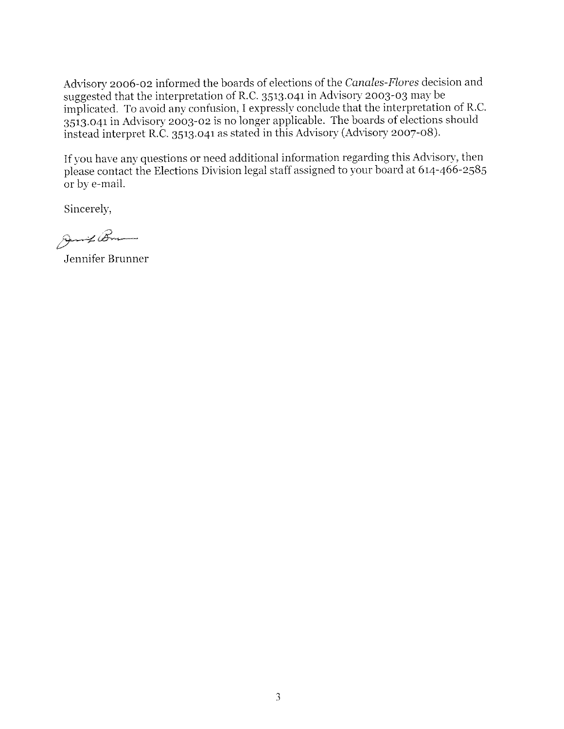Advisory 2006-02 informed the boards of elections of the *Canales-Flores* decision and suggested that the interpretation of R.C. 3513.041 in Advisory 2003-03 may be implicated. To avoid any confusion, I expressly conclude that the interpretation of R.C. 3513.041 in Advisory 2003-02 is no longer applicable. The boards of elections should instead interpret R.C. 3513.041 as stated in this Advisory (Advisory 2007-08).

If you have any questions or need additional information regarding this Advisory, then please contact the Elections Division legal staff assigned to your board at 614-466-2585 or by e-mail.

Sincerely,

Jennifer Brunner